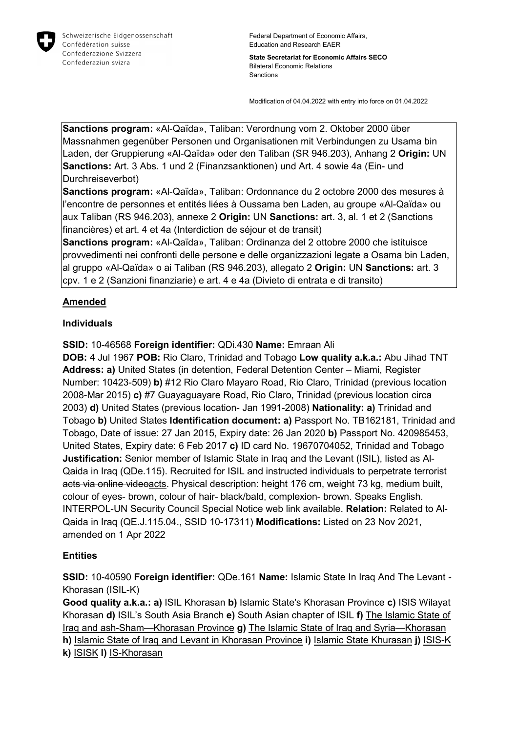Schweizerische Eidgenossenschaft
Confédération suisse
Confederazione Svizzera
Confederaziun svizra

Federal Department of Economic Affairs, Education and Research EAER

**State Secretariat for Economic Affairs SECO**
Bilateral Economic Relations
Sanctions

Modification of 04.04.2022 with entry into force on 01.04.2022

**Sanctions program:** «Al-Qaïda», Taliban: Verordnung vom 2. Oktober 2000 über Massnahmen gegenüber Personen und Organisationen mit Verbindungen zu Usama bin Laden, der Gruppierung «Al-Qaïda» oder den Taliban (SR 946.203), Anhang 2 **Origin:** UN **Sanctions:** Art. 3 Abs. 1 und 2 (Finanzsanktionen) und Art. 4 sowie 4a (Ein- und Durchreiseverbot)
**Sanctions program:** «Al-Qaïda», Taliban: Ordonnance du 2 octobre 2000 des mesures à l'encontre de personnes et entités liées à Oussama ben Laden, au groupe «Al-Qaïda» ou aux Taliban (RS 946.203), annexe 2 **Origin:** UN **Sanctions:** art. 3, al. 1 et 2 (Sanctions financières) et art. 4 et 4a (Interdiction de séjour et de transit)
**Sanctions program:** «Al-Qaïda», Taliban: Ordinanza del 2 ottobre 2000 che istituisce provvedimenti nei confronti delle persone e delle organizzazioni legate a Osama bin Laden, al gruppo «Al-Qaïda» o ai Taliban (RS 946.203), allegato 2 **Origin:** UN **Sanctions:** art. 3 cpv. 1 e 2 (Sanzioni finanziarie) e art. 4 e 4a (Divieto di entrata e di transito)

## Amended

### Individuals

**SSID:** 10-46568 **Foreign identifier:** QDi.430 **Name:** Emraan Ali
**DOB:** 4 Jul 1967 **POB:** Rio Claro, Trinidad and Tobago **Low quality a.k.a.:** Abu Jihad TNT **Address: a)** United States (in detention, Federal Detention Center – Miami, Register Number: 10423-509) **b)** #12 Rio Claro Mayaro Road, Rio Claro, Trinidad (previous location 2008-Mar 2015) **c)** #7 Guayaguayare Road, Rio Claro, Trinidad (previous location circa 2003) **d)** United States (previous location- Jan 1991-2008) **Nationality: a)** Trinidad and Tobago **b)** United States **Identification document: a)** Passport No. TB162181, Trinidad and Tobago, Date of issue: 27 Jan 2015, Expiry date: 26 Jan 2020 **b)** Passport No. 420985453, United States, Expiry date: 6 Feb 2017 **c)** ID card No. 19670704052, Trinidad and Tobago **Justification:** Senior member of Islamic State in Iraq and the Levant (ISIL), listed as Al-Qaida in Iraq (QDe.115). Recruited for ISIL and instructed individuals to perpetrate terrorist ~~acts via online video~~acts. Physical description: height 176 cm, weight 73 kg, medium built, colour of eyes- brown, colour of hair- black/bald, complexion- brown. Speaks English. INTERPOL-UN Security Council Special Notice web link available. **Relation:** Related to Al-Qaida in Iraq (QE.J.115.04., SSID 10-17311) **Modifications:** Listed on 23 Nov 2021, amended on 1 Apr 2022

### Entities

**SSID:** 10-40590 **Foreign identifier:** QDe.161 **Name:** Islamic State In Iraq And The Levant - Khorasan (ISIL-K)
**Good quality a.k.a.: a)** ISIL Khorasan **b)** Islamic State's Khorasan Province **c)** ISIS Wilayat Khorasan **d)** ISIL's South Asia Branch **e)** South Asian chapter of ISIL **f)** The Islamic State of Iraq and ash-Sham—Khorasan Province **g)** The Islamic State of Iraq and Syria—Khorasan **h)** Islamic State of Iraq and Levant in Khorasan Province **i)** Islamic State Khurasan **j)** ISIS-K **k)** ISISK **l)** IS-Khorasan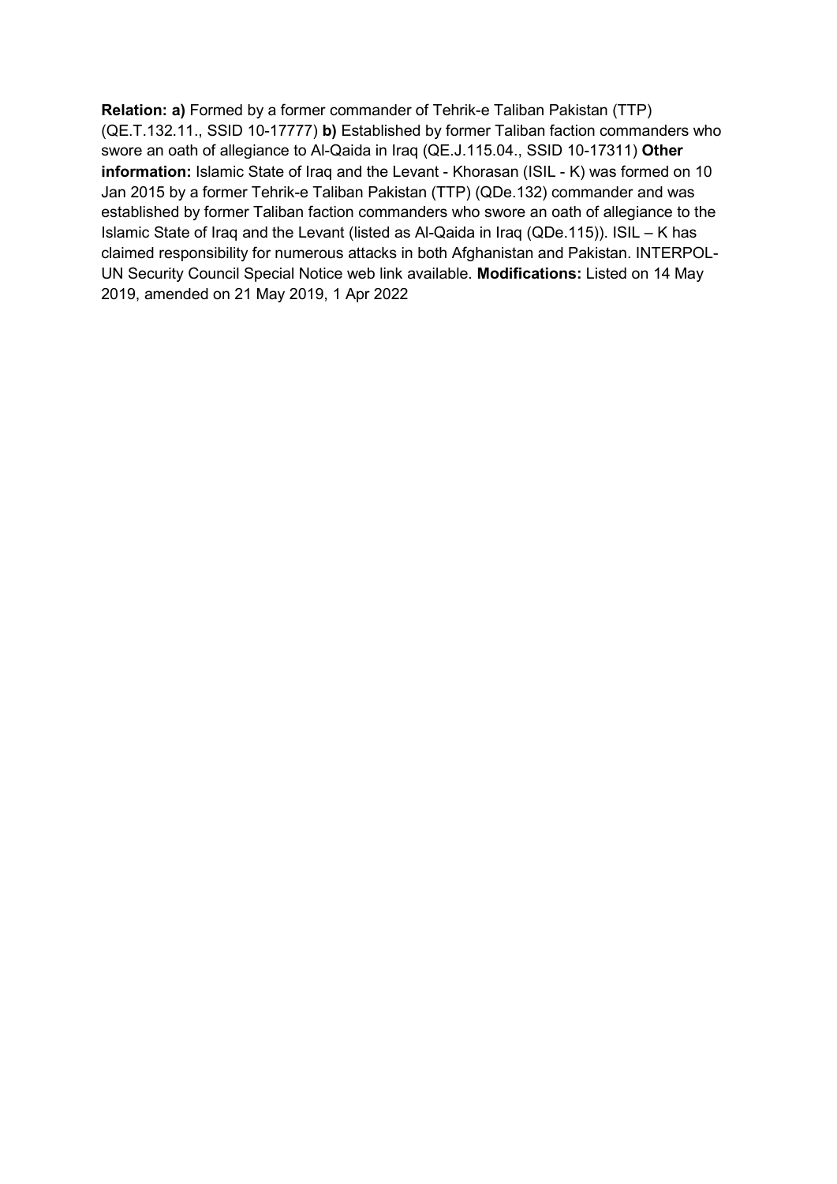**Relation: a)** Formed by a former commander of Tehrik-e Taliban Pakistan (TTP) (QE.T.132.11., SSID 10-17777) **b)** Established by former Taliban faction commanders who swore an oath of allegiance to Al-Qaida in Iraq (QE.J.115.04., SSID 10-17311) **Other information:** Islamic State of Iraq and the Levant - Khorasan (ISIL - K) was formed on 10 Jan 2015 by a former Tehrik-e Taliban Pakistan (TTP) (QDe.132) commander and was established by former Taliban faction commanders who swore an oath of allegiance to the Islamic State of Iraq and the Levant (listed as Al-Qaida in Iraq (QDe.115)). ISIL – K has claimed responsibility for numerous attacks in both Afghanistan and Pakistan. INTERPOL-UN Security Council Special Notice web link available. **Modifications:** Listed on 14 May 2019, amended on 21 May 2019, 1 Apr 2022